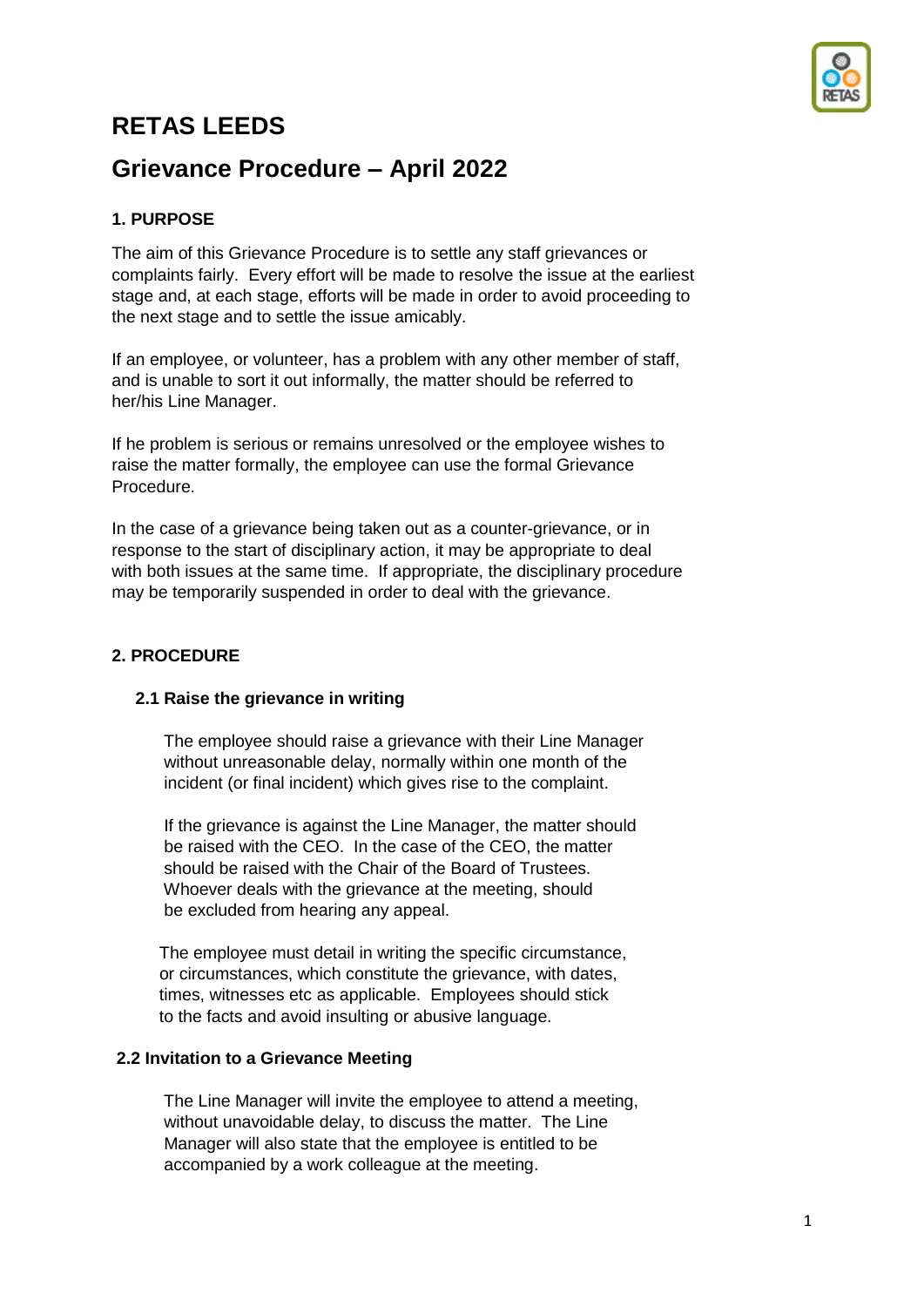# RETAS LEEDS

## Grievance Procedure – April 2022

### 1. PURPOSE

The aim of this Grievance Procedure is to settle any staff grievances or complaints fairly. Every effort will be made to resolve the issue at the earliest stage and, at each stage, efforts will be made in order to avoid proceeding to the next stage and to settle the issue amicably.

If an employee, or volunteer, has a problem with any other member of staff, and is unable to sort it out informally, the matter should be referred to her/his Line Manager.

If he problem is serious or remains unresolved or the employee wishes to raise the matter formally, the employee can use the formal Grievance Procedure.

In the case of a grievance being taken out as a counter-grievance, or in response to the start of disciplinary action, it may be appropriate to deal with both issues at the same time. If appropriate, the disciplinary procedure may be temporarily suspended in order to deal with the grievance.

### 2. PROCEDURE

#### 2.1 Raise the grievance in writing

The employee should raise a grievance with their Line Manager without unreasonable delay, normally within one month of the incident (or final incident) which gives rise to the complaint.

If the grievance is against the Line Manager, the matter should be raised with the CEO. In the case of the CEO, the matter should be raised with the Chair of the Board of Trustees. Whoever deals with the grievance at the meeting, should be excluded from hearing any appeal.

The employee must detail in writing the specific circumstance, or circumstances, which constitute the grievance, with dates, times, witnesses etc as applicable. Employees should stick to the facts and avoid insulting or abusive language.

#### 2.2 Invitation to a Grievance Meeting

The Line Manager will invite the employee to attend a meeting, without unavoidable delay, to discuss the matter. The Line Manager will also state that the employee is entitled to be accompanied by a work colleague at the meeting.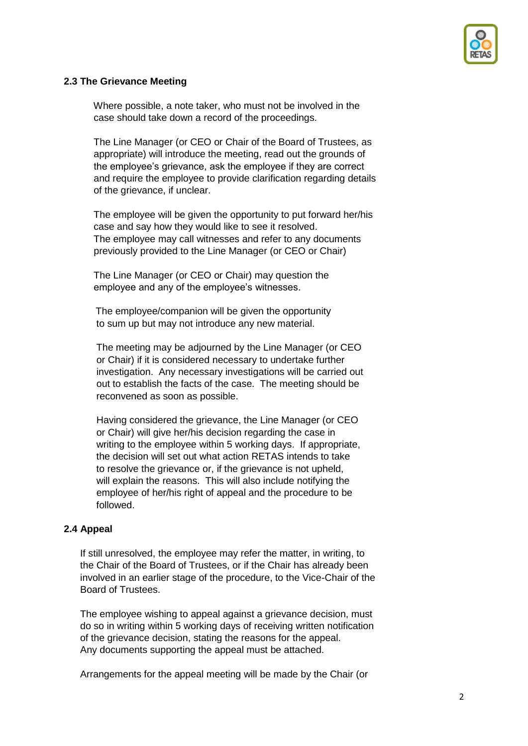### 2.3 The Grievance Meeting

Where possible, a note taker, who must not be involved in the case should take down a record of the proceedings.

The Line Manager (or CEO or Chair of the Board of Trustees, as appropriate) will introduce the meeting, read out the grounds of the employee's grievance, ask the employee if they are correct and require the employee to provide clarification regarding details of the grievance, if unclear.

The employee will be given the opportunity to put forward her/his case and say how they would like to see it resolved.
The employee may call witnesses and refer to any documents previously provided to the Line Manager (or CEO or Chair)

The Line Manager (or CEO or Chair) may question the employee and any of the employee's witnesses.

The employee/companion will be given the opportunity to sum up but may not introduce any new material.

The meeting may be adjourned by the Line Manager (or CEO or Chair) if it is considered necessary to undertake further investigation. Any necessary investigations will be carried out out to establish the facts of the case. The meeting should be reconvened as soon as possible.

Having considered the grievance, the Line Manager (or CEO or Chair) will give her/his decision regarding the case in writing to the employee within 5 working days. If appropriate, the decision will set out what action RETAS intends to take to resolve the grievance or, if the grievance is not upheld, will explain the reasons. This will also include notifying the employee of her/his right of appeal and the procedure to be followed.

### 2.4 Appeal

If still unresolved, the employee may refer the matter, in writing, to the Chair of the Board of Trustees, or if the Chair has already been involved in an earlier stage of the procedure, to the Vice-Chair of the Board of Trustees.

The employee wishing to appeal against a grievance decision, must do so in writing within 5 working days of receiving written notification of the grievance decision, stating the reasons for the appeal. Any documents supporting the appeal must be attached.

Arrangements for the appeal meeting will be made by the Chair (or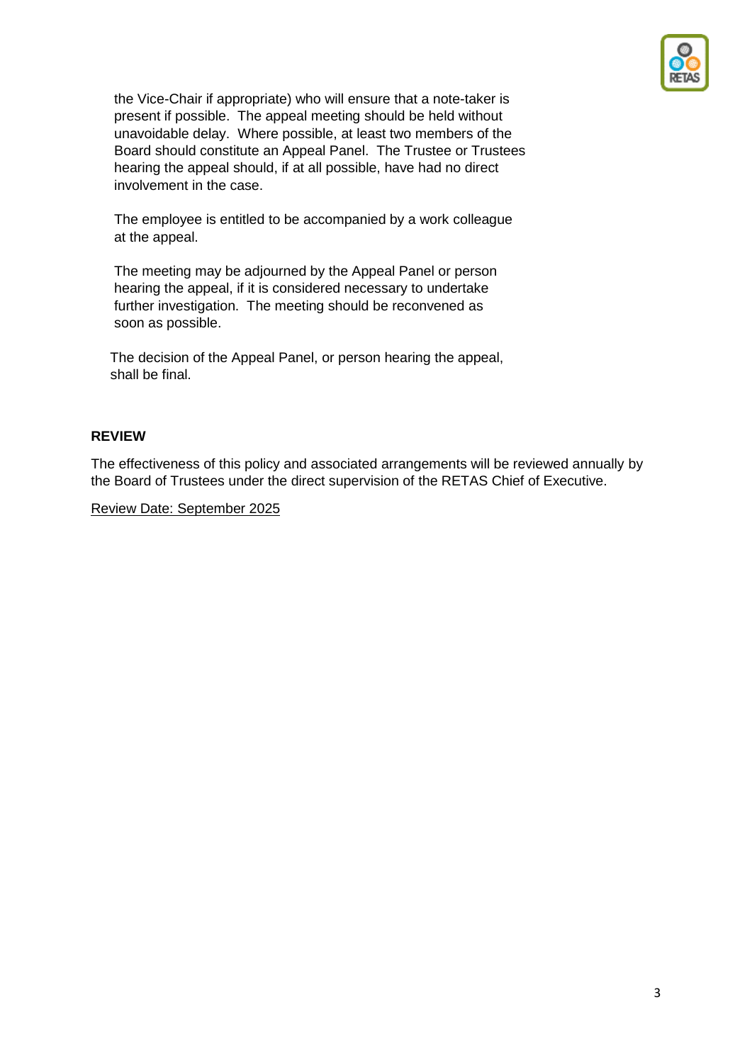the Vice-Chair if appropriate) who will ensure that a note-taker is present if possible. The appeal meeting should be held without unavoidable delay. Where possible, at least two members of the Board should constitute an Appeal Panel. The Trustee or Trustees hearing the appeal should, if at all possible, have had no direct involvement in the case.

The employee is entitled to be accompanied by a work colleague at the appeal.

The meeting may be adjourned by the Appeal Panel or person hearing the appeal, if it is considered necessary to undertake further investigation. The meeting should be reconvened as soon as possible.

The decision of the Appeal Panel, or person hearing the appeal, shall be final.

**REVIEW**

The effectiveness of this policy and associated arrangements will be reviewed annually by the Board of Trustees under the direct supervision of the RETAS Chief of Executive.

Review Date: September 2025